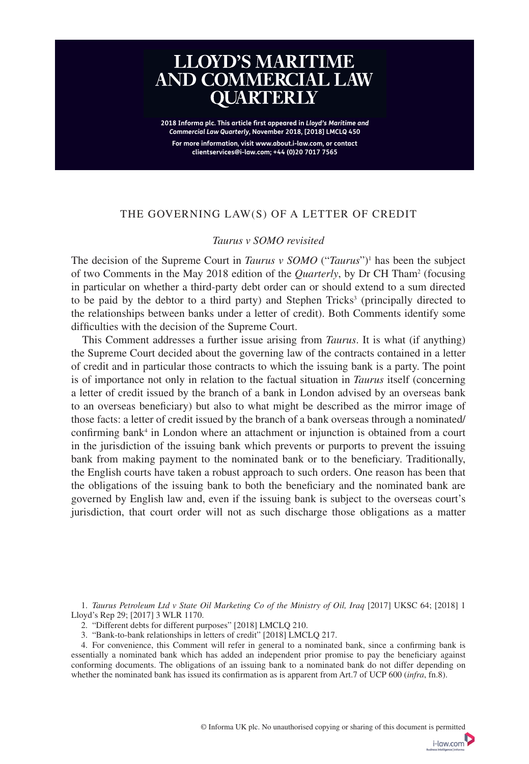# LLOYD'S MARITIME AND COMMERCIAL LAW QUARTERLY

**2018 Informa plc. This article first appeared in *Lloyd's Maritime and Commercial Law Quarterly*, November 2018, [2018] LMCLQ 450**

**For more information, visit www.about.i-law.com, or contact clientservices@i-law.com; +44 (0)20 7017 7565**

## THE GOVERNING LAW(S) OF A LETTER OF CREDIT

### *Taurus v SOMO revisited*

The decision of the Supreme Court in *Taurus v SOMO* ("*Taurus*")[1] has been the subject of two Comments in the May 2018 edition of the *Quarterly*, by Dr CH Tham[2] (focusing in particular on whether a third-party debt order can or should extend to a sum directed to be paid by the debtor to a third party) and Stephen Tricks[3] (principally directed to the relationships between banks under a letter of credit). Both Comments identify some difficulties with the decision of the Supreme Court.

This Comment addresses a further issue arising from *Taurus*. It is what (if anything) the Supreme Court decided about the governing law of the contracts contained in a letter of credit and in particular those contracts to which the issuing bank is a party. The point is of importance not only in relation to the factual situation in *Taurus* itself (concerning a letter of credit issued by the branch of a bank in London advised by an overseas bank to an overseas beneficiary) but also to what might be described as the mirror image of those facts: a letter of credit issued by the branch of a bank overseas through a nominated/confirming bank[4] in London where an attachment or injunction is obtained from a court in the jurisdiction of the issuing bank which prevents or purports to prevent the issuing bank from making payment to the nominated bank or to the beneficiary. Traditionally, the English courts have taken a robust approach to such orders. One reason has been that the obligations of the issuing bank to both the beneficiary and the nominated bank are governed by English law and, even if the issuing bank is subject to the overseas court's jurisdiction, that court order will not as such discharge those obligations as a matter

1. *Taurus Petroleum Ltd v State Oil Marketing Co of the Ministry of Oil, Iraq* [2017] UKSC 64; [2018] 1 Lloyd's Rep 29; [2017] 3 WLR 1170.

2. "Different debts for different purposes" [2018] LMCLQ 210.

3. "Bank-to-bank relationships in letters of credit" [2018] LMCLQ 217.

4. For convenience, this Comment will refer in general to a nominated bank, since a confirming bank is essentially a nominated bank which has added an independent prior promise to pay the beneficiary against conforming documents. The obligations of an issuing bank to a nominated bank do not differ depending on whether the nominated bank has issued its confirmation as is apparent from Art.7 of UCP 600 (*infra*, fn.8).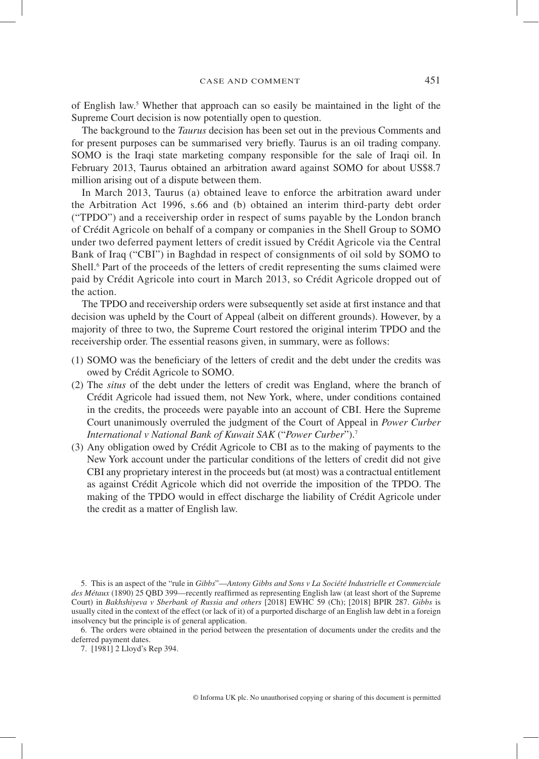of English law.[5] Whether that approach can so easily be maintained in the light of the Supreme Court decision is now potentially open to question.

The background to the *Taurus* decision has been set out in the previous Comments and for present purposes can be summarised very briefly. Taurus is an oil trading company. SOMO is the Iraqi state marketing company responsible for the sale of Iraqi oil. In February 2013, Taurus obtained an arbitration award against SOMO for about US$8.7 million arising out of a dispute between them.

In March 2013, Taurus (a) obtained leave to enforce the arbitration award under the Arbitration Act 1996, s.66 and (b) obtained an interim third-party debt order ("TPDO") and a receivership order in respect of sums payable by the London branch of Crédit Agricole on behalf of a company or companies in the Shell Group to SOMO under two deferred payment letters of credit issued by Crédit Agricole via the Central Bank of Iraq ("CBI") in Baghdad in respect of consignments of oil sold by SOMO to Shell.[6] Part of the proceeds of the letters of credit representing the sums claimed were paid by Crédit Agricole into court in March 2013, so Crédit Agricole dropped out of the action.

The TPDO and receivership orders were subsequently set aside at first instance and that decision was upheld by the Court of Appeal (albeit on different grounds). However, by a majority of three to two, the Supreme Court restored the original interim TPDO and the receivership order. The essential reasons given, in summary, were as follows:

(1) SOMO was the beneficiary of the letters of credit and the debt under the credits was owed by Crédit Agricole to SOMO.
(2) The *situs* of the debt under the letters of credit was England, where the branch of Crédit Agricole had issued them, not New York, where, under conditions contained in the credits, the proceeds were payable into an account of CBI. Here the Supreme Court unanimously overruled the judgment of the Court of Appeal in *Power Curber International v National Bank of Kuwait SAK* ("*Power Curber*").[7]
(3) Any obligation owed by Crédit Agricole to CBI as to the making of payments to the New York account under the particular conditions of the letters of credit did not give CBI any proprietary interest in the proceeds but (at most) was a contractual entitlement as against Crédit Agricole which did not override the imposition of the TPDO. The making of the TPDO would in effect discharge the liability of Crédit Agricole under the credit as a matter of English law.

5. This is an aspect of the "rule in *Gibbs*"—*Antony Gibbs and Sons v La Société Industrielle et Commerciale des Métaux* (1890) 25 QBD 399—recently reaffirmed as representing English law (at least short of the Supreme Court) in *Bakhshiyeva v Sberbank of Russia and others* [2018] EWHC 59 (Ch); [2018] BPIR 287. *Gibbs* is usually cited in the context of the effect (or lack of it) of a purported discharge of an English law debt in a foreign insolvency but the principle is of general application.

6. The orders were obtained in the period between the presentation of documents under the credits and the deferred payment dates.

7. [1981] 2 Lloyd's Rep 394.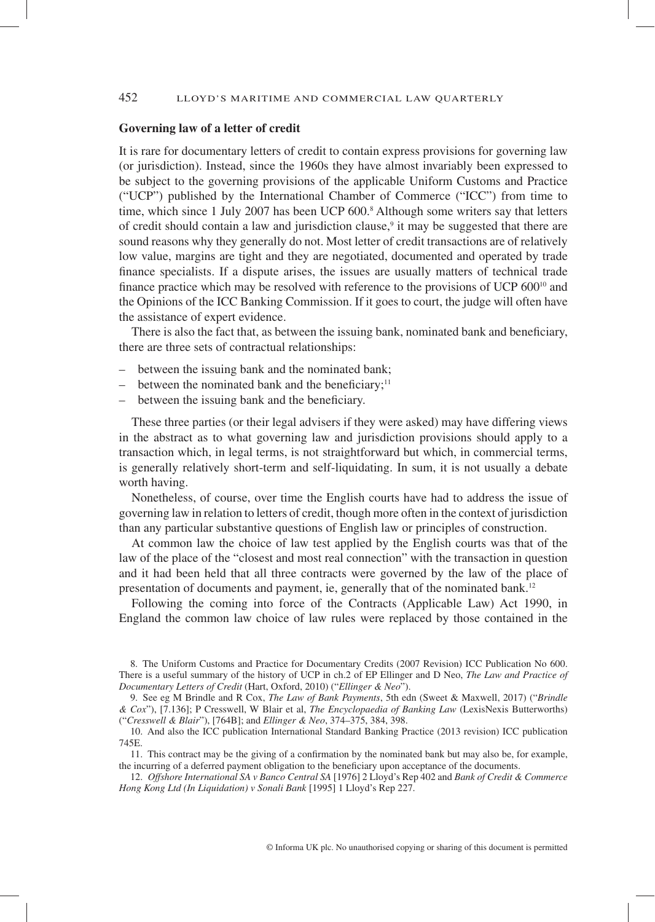**Governing law of a letter of credit**

It is rare for documentary letters of credit to contain express provisions for governing law (or jurisdiction). Instead, since the 1960s they have almost invariably been expressed to be subject to the governing provisions of the applicable Uniform Customs and Practice ("UCP") published by the International Chamber of Commerce ("ICC") from time to time, which since 1 July 2007 has been UCP 600.[8] Although some writers say that letters of credit should contain a law and jurisdiction clause,[9] it may be suggested that there are sound reasons why they generally do not. Most letter of credit transactions are of relatively low value, margins are tight and they are negotiated, documented and operated by trade finance specialists. If a dispute arises, the issues are usually matters of technical trade finance practice which may be resolved with reference to the provisions of UCP 600[10] and the Opinions of the ICC Banking Commission. If it goes to court, the judge will often have the assistance of expert evidence.

There is also the fact that, as between the issuing bank, nominated bank and beneficiary, there are three sets of contractual relationships:

- between the issuing bank and the nominated bank;
- between the nominated bank and the beneficiary;[11]
- between the issuing bank and the beneficiary.

These three parties (or their legal advisers if they were asked) may have differing views in the abstract as to what governing law and jurisdiction provisions should apply to a transaction which, in legal terms, is not straightforward but which, in commercial terms, is generally relatively short-term and self-liquidating. In sum, it is not usually a debate worth having.

Nonetheless, of course, over time the English courts have had to address the issue of governing law in relation to letters of credit, though more often in the context of jurisdiction than any particular substantive questions of English law or principles of construction.

At common law the choice of law test applied by the English courts was that of the law of the place of the "closest and most real connection" with the transaction in question and it had been held that all three contracts were governed by the law of the place of presentation of documents and payment, ie, generally that of the nominated bank.[12]

Following the coming into force of the Contracts (Applicable Law) Act 1990, in England the common law choice of law rules were replaced by those contained in the

8. The Uniform Customs and Practice for Documentary Credits (2007 Revision) ICC Publication No 600. There is a useful summary of the history of UCP in ch.2 of EP Ellinger and D Neo, *The Law and Practice of Documentary Letters of Credit* (Hart, Oxford, 2010) ("*Ellinger & Neo*").

9. See eg M Brindle and R Cox, *The Law of Bank Payments*, 5th edn (Sweet & Maxwell, 2017) ("*Brindle & Cox*"), [7.136]; P Cresswell, W Blair et al, *The Encyclopaedia of Banking Law* (LexisNexis Butterworths) ("*Cresswell & Blair*"), [764B]; and *Ellinger & Neo*, 374–375, 384, 398.

10. And also the ICC publication International Standard Banking Practice (2013 revision) ICC publication 745E.

11. This contract may be the giving of a confirmation by the nominated bank but may also be, for example, the incurring of a deferred payment obligation to the beneficiary upon acceptance of the documents.

12. *Offshore International SA v Banco Central SA* [1976] 2 Lloyd's Rep 402 and *Bank of Credit & Commerce Hong Kong Ltd (In Liquidation) v Sonali Bank* [1995] 1 Lloyd's Rep 227.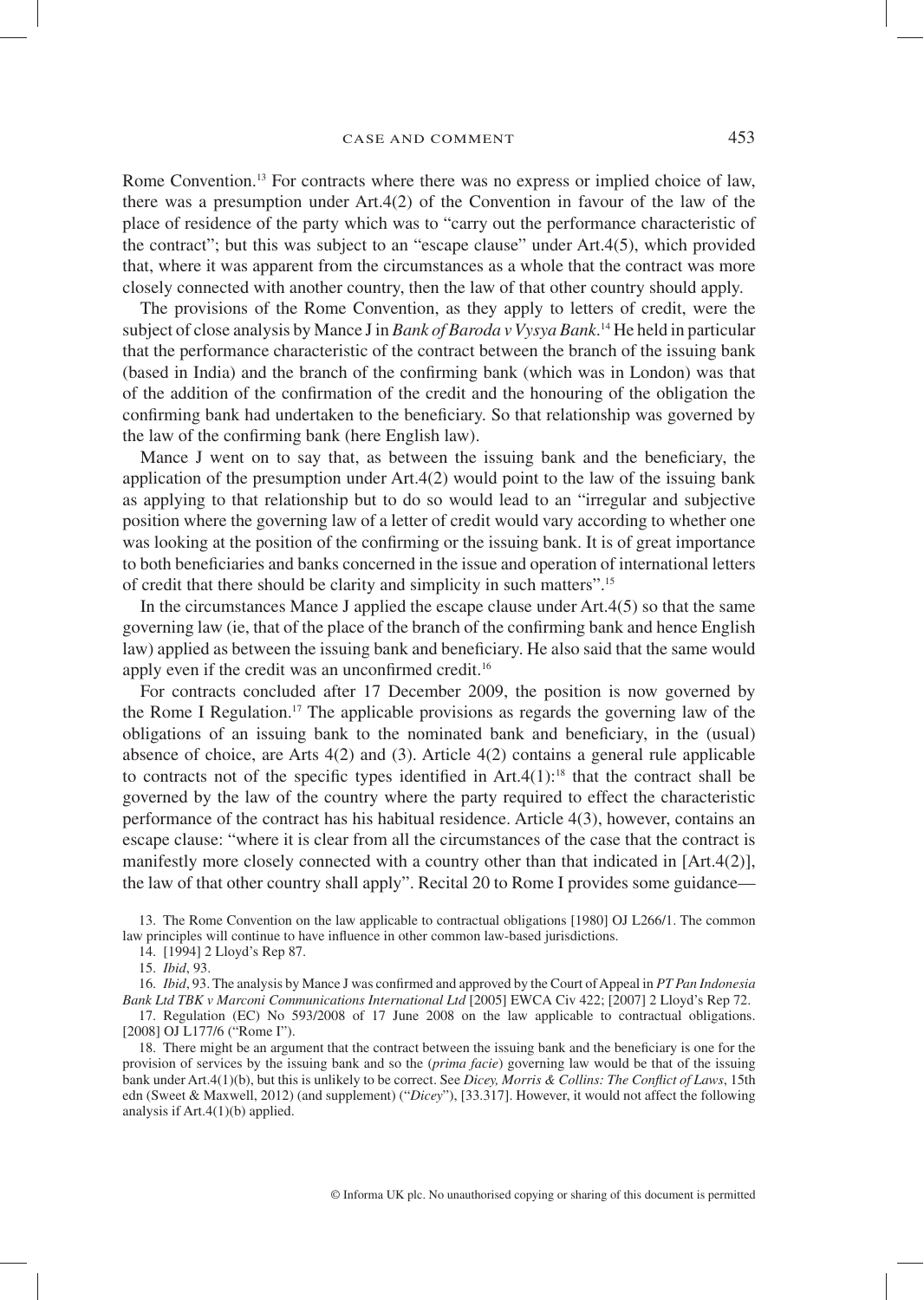Rome Convention.[13] For contracts where there was no express or implied choice of law, there was a presumption under Art.4(2) of the Convention in favour of the law of the place of residence of the party which was to "carry out the performance characteristic of the contract"; but this was subject to an "escape clause" under Art.4(5), which provided that, where it was apparent from the circumstances as a whole that the contract was more closely connected with another country, then the law of that other country should apply.

The provisions of the Rome Convention, as they apply to letters of credit, were the subject of close analysis by Mance J in *Bank of Baroda v Vysya Bank*.[14] He held in particular that the performance characteristic of the contract between the branch of the issuing bank (based in India) and the branch of the confirming bank (which was in London) was that of the addition of the confirmation of the credit and the honouring of the obligation the confirming bank had undertaken to the beneficiary. So that relationship was governed by the law of the confirming bank (here English law).

Mance J went on to say that, as between the issuing bank and the beneficiary, the application of the presumption under Art.4(2) would point to the law of the issuing bank as applying to that relationship but to do so would lead to an "irregular and subjective position where the governing law of a letter of credit would vary according to whether one was looking at the position of the confirmation of the confirming or the issuing bank. It is of great importance to both beneficiaries and banks concerned in the issue and operation of international letters of credit that there should be clarity and simplicity in such matters".[15]

In the circumstances Mance J applied the escape clause under Art.4(5) so that the same governing law (ie, that of the place of the branch of the confirming bank and hence English law) applied as between the issuing bank and beneficiary. He also said that the same would apply even if the credit was an unconfirmed credit.[16]

For contracts concluded after 17 December 2009, the position is now governed by the Rome I Regulation.[17] The applicable provisions as regards the governing law of the obligations of an issuing bank to the nominated bank and beneficiary, in the (usual) absence of choice, are Arts 4(2) and (3). Article 4(2) contains a general rule applicable to contracts not of the specific types identified in Art.4(1):[18] that the contract shall be governed by the law of the country where the party required to effect the characteristic performance of the contract has his habitual residence. Article 4(3), however, contains an escape clause: "where it is clear from all the circumstances of the case that the contract is manifestly more closely connected with a country other than that indicated in [Art.4(2)], the law of that other country shall apply". Recital 20 to Rome I provides some guidance—

13. The Rome Convention on the law applicable to contractual obligations [1980] OJ L266/1. The common law principles will continue to have influence in other common law-based jurisdictions.

14. [1994] 2 Lloyd's Rep 87.

15. *Ibid*, 93.

16. *Ibid*, 93. The analysis by Mance J was confirmed and approved by the Court of Appeal in *PT Pan Indonesia Bank Ltd TBK v Marconi Communications International Ltd* [2005] EWCA Civ 422; [2007] 2 Lloyd's Rep 72.

17. Regulation (EC) No 593/2008 of 17 June 2008 on the law applicable to contractual obligations. [2008] OJ L177/6 ("Rome I").

18. There might be an argument that the contract between the issuing bank and the beneficiary is one for the provision of services by the issuing bank and so the (*prima facie*) governing law would be that of the issuing bank under Art.4(1)(b), but this is unlikely to be correct. See *Dicey, Morris & Collins: The Conflict of Laws*, 15th edn (Sweet & Maxwell, 2012) (and supplement) ("*Dicey*"), [33.317]. However, it would not affect the following analysis if Art.4(1)(b) applied.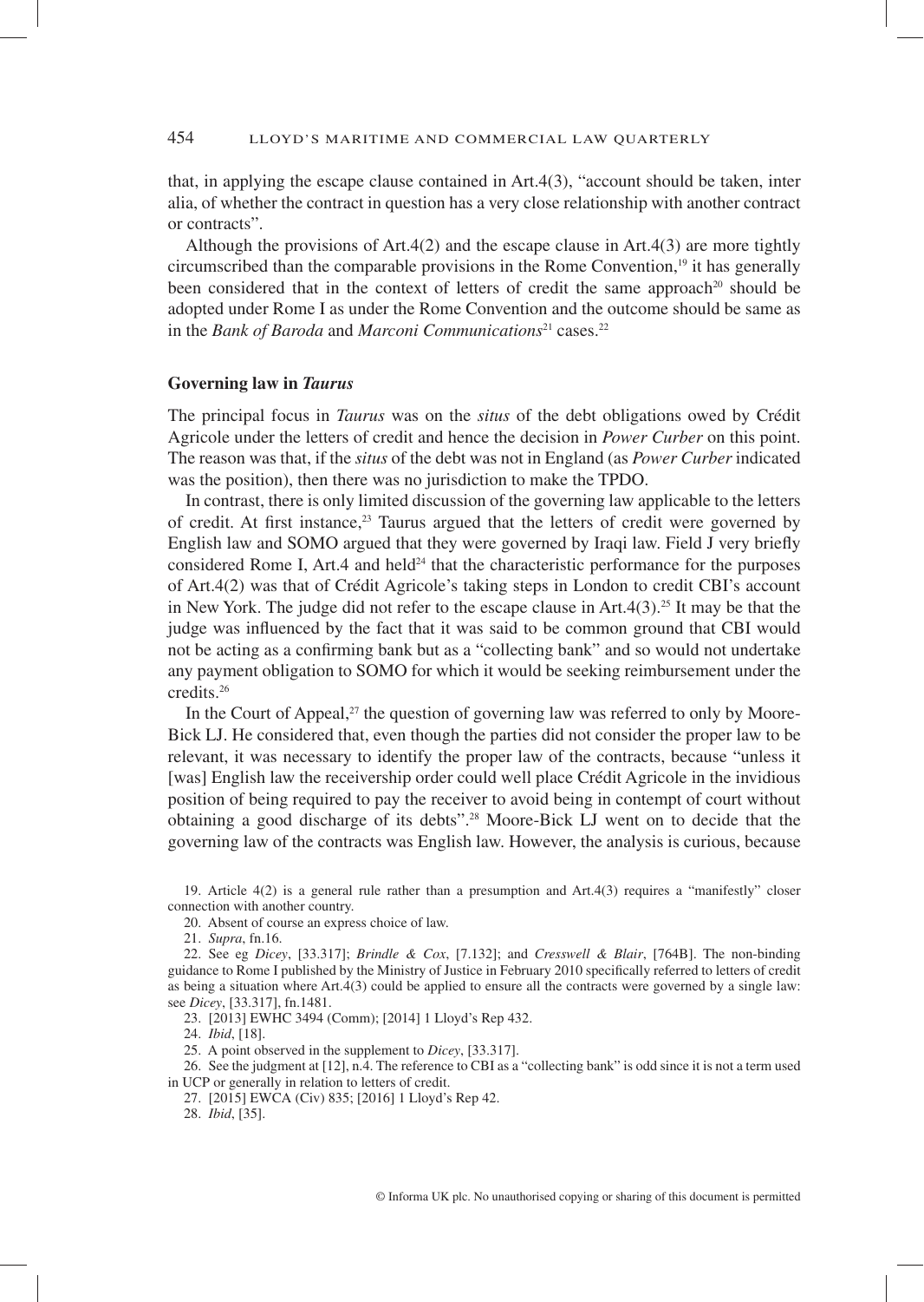that, in applying the escape clause contained in Art.4(3), "account should be taken, inter alia, of whether the contract in question has a very close relationship with another contract or contracts".

Although the provisions of Art.4(2) and the escape clause in Art.4(3) are more tightly circumscribed than the comparable provisions in the Rome Convention,[19] it has generally been considered that in the context of letters of credit the same approach[20] should be adopted under Rome I as under the Rome Convention and the outcome should be same as in the *Bank of Baroda* and *Marconi Communications*[21] cases.[22]

## Governing law in *Taurus*

The principal focus in *Taurus* was on the *situs* of the debt obligations owed by Crédit Agricole under the letters of credit and hence the decision in *Power Curber* on this point. The reason was that, if the *situs* of the debt was not in England (as *Power Curber* indicated was the position), then there was no jurisdiction to make the TPDO.

In contrast, there is only limited discussion of the governing law applicable to the letters of credit. At first instance,[23] Taurus argued that the letters of credit were governed by English law and SOMO argued that they were governed by Iraqi law. Field J very briefly considered Rome I, Art.4 and held[24] that the characteristic performance for the purposes of Art.4(2) was that of Crédit Agricole's taking steps in London to credit CBI's account in New York. The judge did not refer to the escape clause in Art.4(3).[25] It may be that the judge was influenced by the fact that it was said to be common ground that CBI would not be acting as a confirming bank but as a "collecting bank" and so would not undertake any payment obligation to SOMO for which it would be seeking reimbursement under the credits.[26]

In the Court of Appeal,[27] the question of governing law was referred to only by Moore-Bick LJ. He considered that, even though the parties did not consider the proper law to be relevant, it was necessary to identify the proper law of the contracts, because "unless it [was] English law the receivership order could well place Crédit Agricole in the invidious position of being required to pay the receiver to avoid being in contempt of court without obtaining a good discharge of its debts".[28] Moore-Bick LJ went on to decide that the governing law of the contracts was English law. However, the analysis is curious, because

19. Article 4(2) is a general rule rather than a presumption and Art.4(3) requires a "manifestly" closer connection with another country.

20. Absent of course an express choice of law.

21. *Supra*, fn.16.

22. See eg *Dicey*, [33.317]; *Brindle & Cox*, [7.132]; and *Cresswell & Blair*, [764B]. The non-binding guidance to Rome I published by the Ministry of Justice in February 2010 specifically referred to letters of credit as being a situation where Art.4(3) could be applied to ensure all the contracts were governed by a single law: see *Dicey*, [33.317], fn.1481.

23. [2013] EWHC 3494 (Comm); [2014] 1 Lloyd's Rep 432.

24. *Ibid*, [18].

25. A point observed in the supplement to *Dicey*, [33.317].

26. See the judgment at [12], n.4. The reference to CBI as a "collecting bank" is odd since it is not a term used in UCP or generally in relation to letters of credit.

27. [2015] EWCA (Civ) 835; [2016] 1 Lloyd's Rep 42.

28. *Ibid*, [35].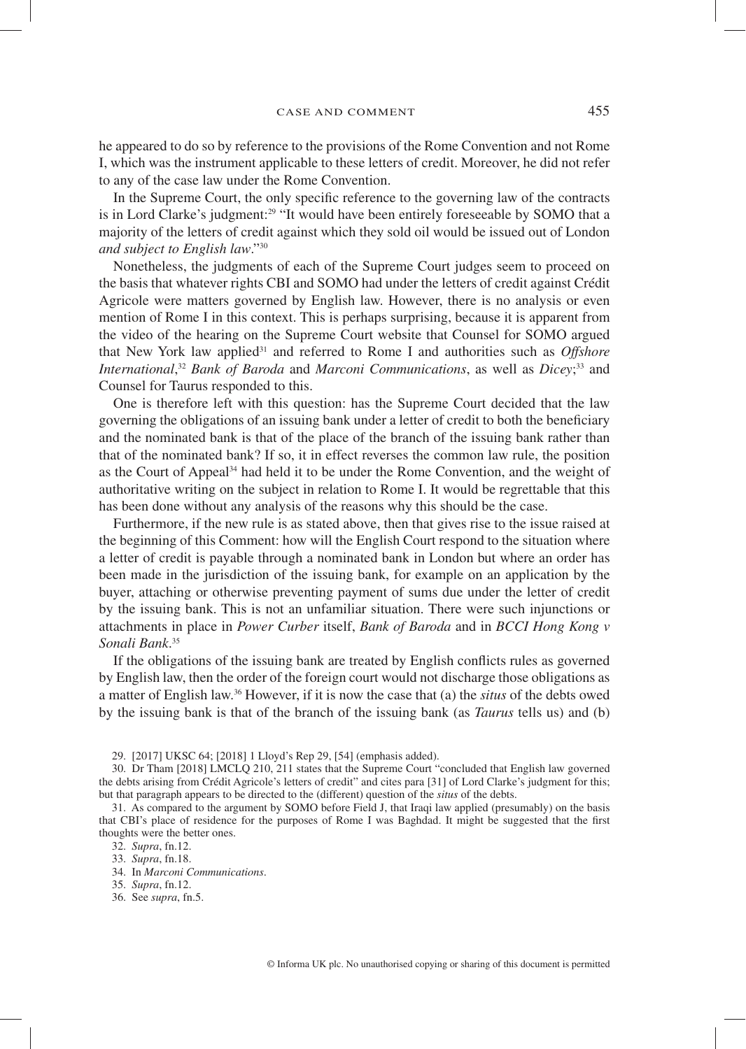he appeared to do so by reference to the provisions of the Rome Convention and not Rome I, which was the instrument applicable to these letters of credit. Moreover, he did not refer to any of the case law under the Rome Convention.

In the Supreme Court, the only specific reference to the governing law of the contracts is in Lord Clarke's judgment:[29] "It would have been entirely foreseeable by SOMO that a majority of the letters of credit against which they sold oil would be issued out of London *and subject to English law*."[30]

Nonetheless, the judgments of each of the Supreme Court judges seem to proceed on the basis that whatever rights CBI and SOMO had under the letters of credit against Crédit Agricole were matters governed by English law. However, there is no analysis or even mention of Rome I in this context. This is perhaps surprising, because it is apparent from the video of the hearing on the Supreme Court website that Counsel for SOMO argued that New York law applied[31] and referred to Rome I and authorities such as *Offshore International*,[32] *Bank of Baroda* and *Marconi Communications*, as well as *Dicey*;[33] and Counsel for Taurus responded to this.

One is therefore left with this question: has the Supreme Court decided that the law governing the obligations of an issuing bank under a letter of credit to both the beneficiary and the nominated bank is that of the place of the branch of the issuing bank rather than that of the nominated bank? If so, it in effect reverses the common law rule, the position as the Court of Appeal[34] had held it to be under the Rome Convention, and the weight of authoritative writing on the subject in relation to Rome I. It would be regrettable that this has been done without any analysis of the reasons why this should be the case.

Furthermore, if the new rule is as stated above, then that gives rise to the issue raised at the beginning of this Comment: how will the English Court respond to the situation where a letter of credit is payable through a nominated bank in London but where an order has been made in the jurisdiction of the issuing bank, for example on an application by the buyer, attaching or otherwise preventing payment of sums due under the letter of credit by the issuing bank. This is not an unfamiliar situation. There were such injunctions or attachments in place in *Power Curber* itself, *Bank of Baroda* and in *BCCI Hong Kong v Sonali Bank*.[35]

If the obligations of the issuing bank are treated by English conflicts rules as governed by English law, then the order of the foreign court would not discharge those obligations as a matter of English law.[36] However, if it is now the case that (a) the *situs* of the debts owed by the issuing bank is that of the branch of the issuing bank (as *Taurus* tells us) and (b)

29. [2017] UKSC 64; [2018] 1 Lloyd's Rep 29, [54] (emphasis added).

30. Dr Tham [2018] LMCLQ 210, 211 states that the Supreme Court "concluded that English law governed the debts arising from Crédit Agricole's letters of credit" and cites para [31] of Lord Clarke's judgment for this; but that paragraph appears to be directed to the (different) question of the *situs* of the debts.

31. As compared to the argument by SOMO before Field J, that Iraqi law applied (presumably) on the basis that CBI's place of residence for the purposes of Rome I was Baghdad. It might be suggested that the first thoughts were the better ones.

32. *Supra*, fn.12.

33. *Supra*, fn.18.

34. In *Marconi Communications*.

35. *Supra*, fn.12.

36. See *supra*, fn.5.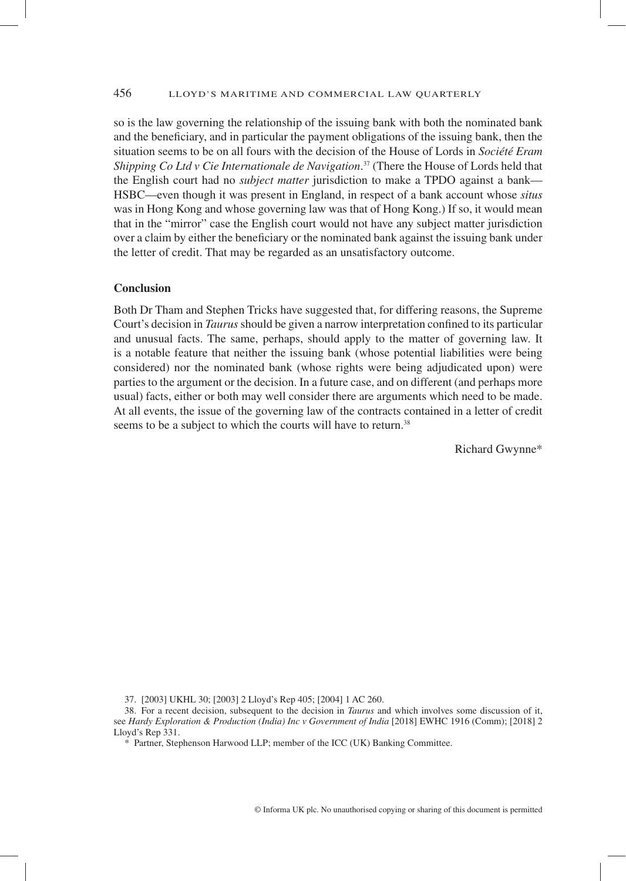so is the law governing the relationship of the issuing bank with both the nominated bank and the beneficiary, and in particular the payment obligations of the issuing bank, then the situation seems to be on all fours with the decision of the House of Lords in *Société Eram Shipping Co Ltd v Cie Internationale de Navigation*.[37] (There the House of Lords held that the English court had no *subject matter* jurisdiction to make a TPDO against a bank—HSBC—even though it was present in England, in respect of a bank account whose *situs* was in Hong Kong and whose governing law was that of Hong Kong.) If so, it would mean that in the "mirror" case the English court would not have any subject matter jurisdiction over a claim by either the beneficiary or the nominated bank against the issuing bank under the letter of credit. That may be regarded as an unsatisfactory outcome.

**Conclusion**

Both Dr Tham and Stephen Tricks have suggested that, for differing reasons, the Supreme Court's decision in *Taurus* should be given a narrow interpretation confined to its particular and unusual facts. The same, perhaps, should apply to the matter of governing law. It is a notable feature that neither the issuing bank (whose potential liabilities were being considered) nor the nominated bank (whose rights were being adjudicated upon) were parties to the argument or the decision. In a future case, and on different (and perhaps more usual) facts, either or both may well consider there are arguments which need to be made. At all events, the issue of the governing law of the contracts contained in a letter of credit seems to be a subject to which the courts will have to return.[38]

Richard Gwynne*

37. [2003] UKHL 30; [2003] 2 Lloyd's Rep 405; [2004] 1 AC 260.

38. For a recent decision, subsequent to the decision in *Taurus* and which involves some discussion of it, see *Hardy Exploration & Production (India) Inc v Government of India* [2018] EWHC 1916 (Comm); [2018] 2 Lloyd's Rep 331.

\* Partner, Stephenson Harwood LLP; member of the ICC (UK) Banking Committee.